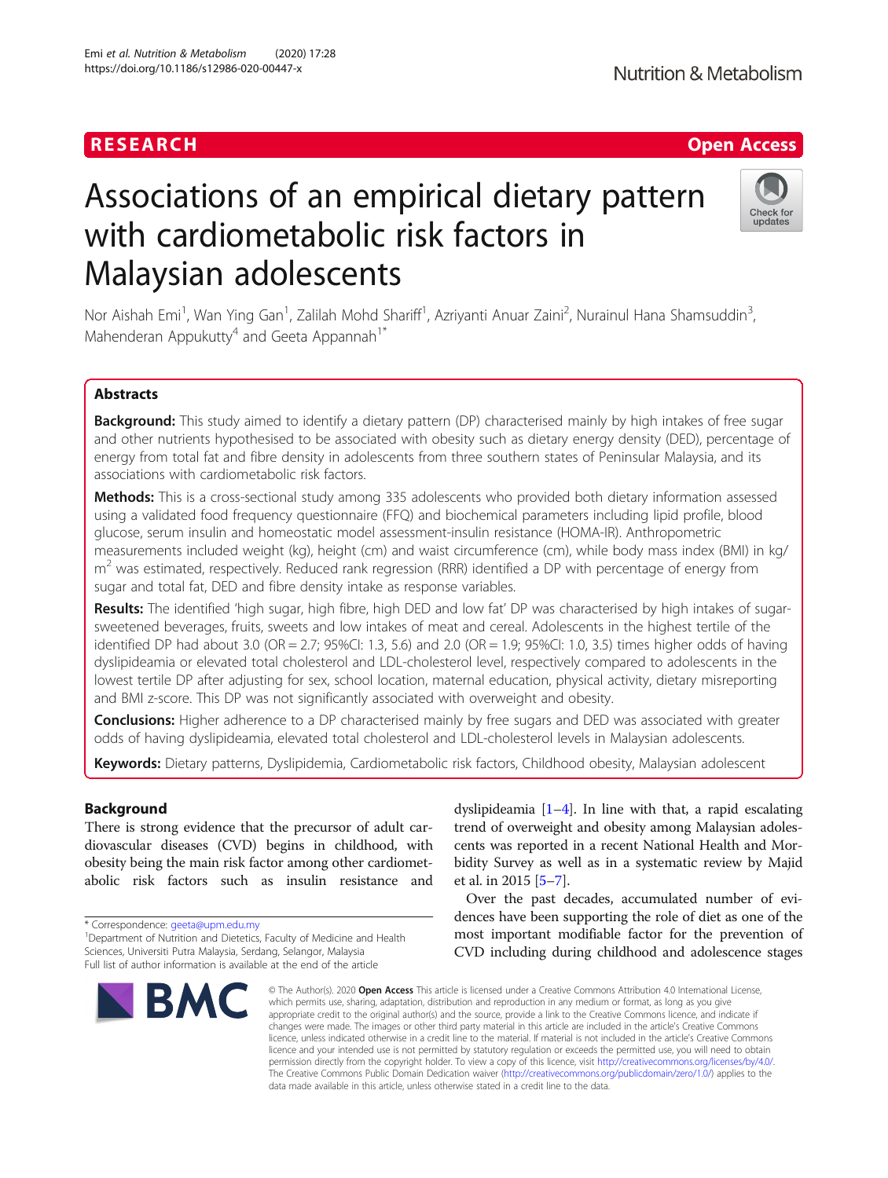RESEARCH

Open Access

# Associations of an empirical dietary pattern with cardiometabolic risk factors in Malaysian adolescents

Nor Aishah Emi[1], Wan Ying Gan[1], Zalilah Mohd Shariff[1], Azriyanti Anuar Zaini[2], Nurainul Hana Shamsuddin[3], Mahenderan Appukutty[4] and Geeta Appannah[1*]

## Abstracts

**Background:** This study aimed to identify a dietary pattern (DP) characterised mainly by high intakes of free sugar and other nutrients hypothesised to be associated with obesity such as dietary energy density (DED), percentage of energy from total fat and fibre density in adolescents from three southern states of Peninsular Malaysia, and its associations with cardiometabolic risk factors.

**Methods:** This is a cross-sectional study among 335 adolescents who provided both dietary information assessed using a validated food frequency questionnaire (FFQ) and biochemical parameters including lipid profile, blood glucose, serum insulin and homeostatic model assessment-insulin resistance (HOMA-IR). Anthropometric measurements included weight (kg), height (cm) and waist circumference (cm), while body mass index (BMI) in kg/$m^2$ was estimated, respectively. Reduced rank regression (RRR) identified a DP with percentage of energy from sugar and total fat, DED and fibre density intake as response variables.

**Results:** The identified 'high sugar, high fibre, high DED and low fat' DP was characterised by high intakes of sugar-sweetened beverages, fruits, sweets and low intakes of meat and cereal. Adolescents in the highest tertile of the identified DP had about 3.0 (OR = 2.7; 95%CI: 1.3, 5.6) and 2.0 (OR = 1.9; 95%CI: 1.0, 3.5) times higher odds of having dyslipideaemia or elevated total cholesterol and LDL-cholesterol level, respectively compared to adolescents in the lowest tertile DP after adjusting for sex, school location, maternal education, physical activity, dietary misreporting and BMI z-score. This DP was not significantly associated with overweight and obesity.

**Conclusions:** Higher adherence to a DP characterised mainly by free sugars and DED was associated with greater odds of having dyslipideaemia, elevated total cholesterol and LDL-cholesterol levels in Malaysian adolescents.

**Keywords:** Dietary patterns, Dyslipidemia, Cardiometabolic risk factors, Childhood obesity, Malaysian adolescent

## Background

There is strong evidence that the precursor of adult cardiovascular diseases (CVD) begins in childhood, with obesity being the main risk factor among other cardiometabolic risk factors such as insulin resistance and dyslipideaemia [1–4]. In line with that, a rapid escalating trend of overweight and obesity among Malaysian adolescents was reported in a recent National Health and Morbidity Survey as well as in a systematic review by Majid et al. in 2015 [5–7].

Over the past decades, accumulated number of evidences have been supporting the role of diet as one of the most important modifiable factor for the prevention of CVD including during childhood and adolescence stages

\* Correspondence: geeta@upm.edu.my
[1]Department of Nutrition and Dietetics, Faculty of Medicine and Health Sciences, Universiti Putra Malaysia, Serdang, Selangor, Malaysia
Full list of author information is available at the end of the article

© The Author(s). 2020 **Open Access** This article is licensed under a Creative Commons Attribution 4.0 International License, which permits use, sharing, adaptation, distribution and reproduction in any medium or format, as long as you give appropriate credit to the original author(s) and the source, provide a link to the Creative Commons licence, and indicate if changes were made. The images or other third party material in this article are included in the article's Creative Commons licence, unless indicated otherwise in a credit line to the material. If material is not included in the article's Creative Commons licence and your intended use is not permitted by statutory regulation or exceeds the permitted use, you will need to obtain permission directly from the copyright holder. To view a copy of this licence, visit http://creativecommons.org/licenses/by/4.0/. The Creative Commons Public Domain Dedication waiver (http://creativecommons.org/publicdomain/zero/1.0/) applies to the data made available in this article, unless otherwise stated in a credit line to the data.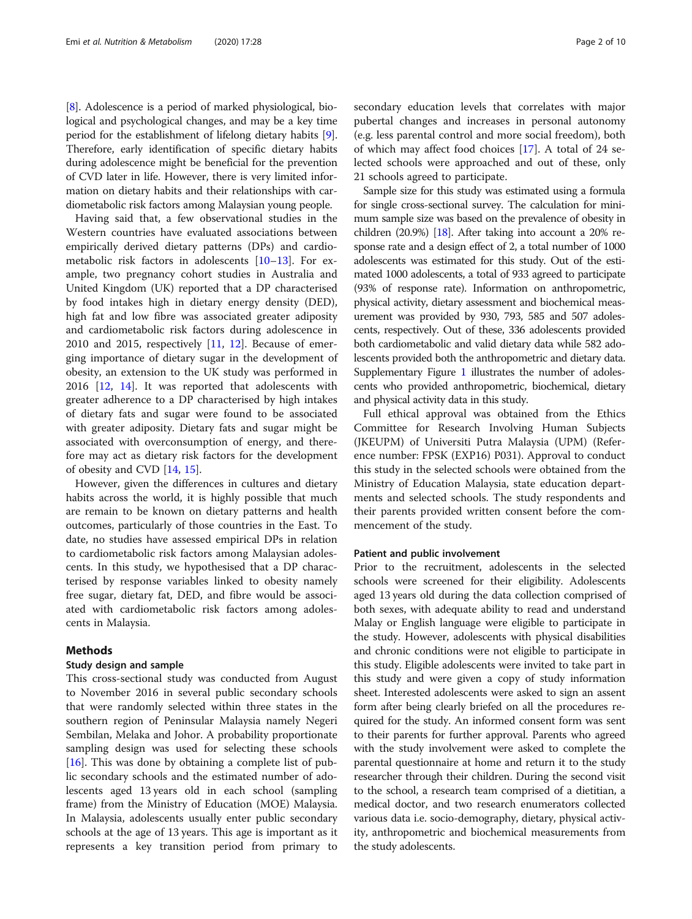[8]. Adolescence is a period of marked physiological, biological and psychological changes, and may be a key time period for the establishment of lifelong dietary habits [9]. Therefore, early identification of specific dietary habits during adolescence might be beneficial for the prevention of CVD later in life. However, there is very limited information on dietary habits and their relationships with cardiometabolic risk factors among Malaysian young people.

Having said that, a few observational studies in the Western countries have evaluated associations between empirically derived dietary patterns (DPs) and cardiometabolic risk factors in adolescents [10–13]. For example, two pregnancy cohort studies in Australia and United Kingdom (UK) reported that a DP characterised by food intakes high in dietary energy density (DED), high fat and low fibre was associated greater adiposity and cardiometabolic risk factors during adolescence in 2010 and 2015, respectively [11, 12]. Because of emerging importance of dietary sugar in the development of obesity, an extension to the UK study was performed in 2016 [12, 14]. It was reported that adolescents with greater adherence to a DP characterised by high intakes of dietary fats and sugar were found to be associated with greater adiposity. Dietary fats and sugar might be associated with overconsumption of energy, and therefore may act as dietary risk factors for the development of obesity and CVD [14, 15].

However, given the differences in cultures and dietary habits across the world, it is highly possible that much are remain to be known on dietary patterns and health outcomes, particularly of those countries in the East. To date, no studies have assessed empirical DPs in relation to cardiometabolic risk factors among Malaysian adolescents. In this study, we hypothesised that a DP characterised by response variables linked to obesity namely free sugar, dietary fat, DED, and fibre would be associated with cardiometabolic risk factors among adolescents in Malaysia.

## Methods

### Study design and sample

This cross-sectional study was conducted from August to November 2016 in several public secondary schools that were randomly selected within three states in the southern region of Peninsular Malaysia namely Negeri Sembilan, Melaka and Johor. A probability proportionate sampling design was used for selecting these schools [16]. This was done by obtaining a complete list of public secondary schools and the estimated number of adolescents aged 13 years old in each school (sampling frame) from the Ministry of Education (MOE) Malaysia. In Malaysia, adolescents usually enter public secondary schools at the age of 13 years. This age is important as it represents a key transition period from primary to secondary education levels that correlates with major pubertal changes and increases in personal autonomy (e.g. less parental control and more social freedom), both of which may affect food choices [17]. A total of 24 selected schools were approached and out of these, only 21 schools agreed to participate.

Sample size for this study was estimated using a formula for single cross-sectional survey. The calculation for minimum sample size was based on the prevalence of obesity in children (20.9%) [18]. After taking into account a 20% response rate and a design effect of 2, a total number of 1000 adolescents was estimated for this study. Out of the estimated 1000 adolescents, a total of 933 agreed to participate (93% of response rate). Information on anthropometric, physical activity, dietary assessment and biochemical measurement was provided by 930, 793, 585 and 507 adolescents, respectively. Out of these, 336 adolescents provided both cardiometabolic and valid dietary data while 582 adolescents provided both the anthropometric and dietary data. Supplementary Figure 1 illustrates the number of adolescents who provided anthropometric, biochemical, dietary and physical activity data in this study.

Full ethical approval was obtained from the Ethics Committee for Research Involving Human Subjects (JKEUPM) of Universiti Putra Malaysia (UPM) (Reference number: FPSK (EXP16) P031). Approval to conduct this study in the selected schools were obtained from the Ministry of Education Malaysia, state education departments and selected schools. The study respondents and their parents provided written consent before the commencement of the study.

### Patient and public involvement

Prior to the recruitment, adolescents in the selected schools were screened for their eligibility. Adolescents aged 13 years old during the data collection comprised of both sexes, with adequate ability to read and understand Malay or English language were eligible to participate in the study. However, adolescents with physical disabilities and chronic conditions were not eligible to participate in this study. Eligible adolescents were invited to take part in this study and were given a copy of study information sheet. Interested adolescents were asked to sign an assent form after being clearly briefed on all the procedures required for the study. An informed consent form was sent to their parents for further approval. Parents who agreed with the study involvement were asked to complete the parental questionnaire at home and return it to the study researcher through their children. During the second visit to the school, a research team comprised of a dietitian, a medical doctor, and two research enumerators collected various data i.e. socio-demography, dietary, physical activity, anthropometric and biochemical measurements from the study adolescents.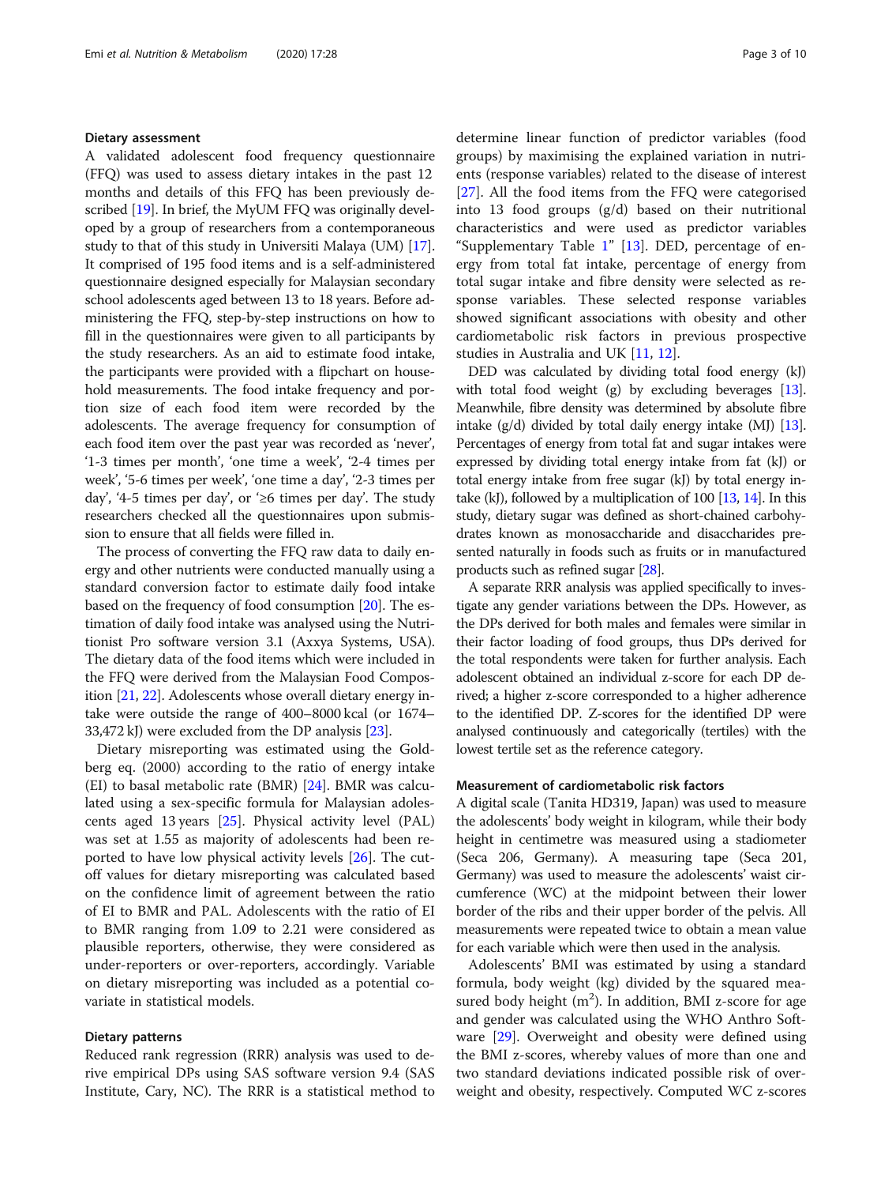### Dietary assessment

A validated adolescent food frequency questionnaire (FFQ) was used to assess dietary intakes in the past 12 months and details of this FFQ has been previously described [19]. In brief, the MyUM FFQ was originally developed by a group of researchers from a contemporaneous study to that of this study in Universiti Malaya (UM) [17]. It comprised of 195 food items and is a self-administered questionnaire designed especially for Malaysian secondary school adolescents aged between 13 to 18 years. Before administering the FFQ, step-by-step instructions on how to fill in the questionnaires were given to all participants by the study researchers. As an aid to estimate food intake, the participants were provided with a flipchart on household measurements. The food intake frequency and portion size of each food item were recorded by the adolescents. The average frequency for consumption of each food item over the past year was recorded as 'never', '1-3 times per month', 'one time a week', '2-4 times per week', '5-6 times per week', 'one time a day', '2-3 times per day', '4-5 times per day', or '≥6 times per day'. The study researchers checked all the questionnaires upon submission to ensure that all fields were filled in.

The process of converting the FFQ raw data to daily energy and other nutrients were conducted manually using a standard conversion factor to estimate daily food intake based on the frequency of food consumption [20]. The estimation of daily food intake was analysed using the Nutritionist Pro software version 3.1 (Axxya Systems, USA). The dietary data of the food items which were included in the FFQ were derived from the Malaysian Food Composition [21, 22]. Adolescents whose overall dietary energy intake were outside the range of 400–8000 kcal (or 1674–33,472 kJ) were excluded from the DP analysis [23].

Dietary misreporting was estimated using the Goldberg eq. (2000) according to the ratio of energy intake (EI) to basal metabolic rate (BMR) [24]. BMR was calculated using a sex-specific formula for Malaysian adolescents aged 13 years [25]. Physical activity level (PAL) was set at 1.55 as majority of adolescents had been reported to have low physical activity levels [26]. The cut-off values for dietary misreporting was calculated based on the confidence limit of agreement between the ratio of EI to BMR and PAL. Adolescents with the ratio of EI to BMR ranging from 1.09 to 2.21 were considered as plausible reporters, otherwise, they were considered as under-reporters or over-reporters, accordingly. Variable on dietary misreporting was included as a potential covariate in statistical models.

### Dietary patterns

Reduced rank regression (RRR) analysis was used to derive empirical DPs using SAS software version 9.4 (SAS Institute, Cary, NC). The RRR is a statistical method to determine linear function of predictor variables (food groups) by maximising the explained variation in nutrients (response variables) related to the disease of interest [27]. All the food items from the FFQ were categorised into 13 food groups (g/d) based on their nutritional characteristics and were used as predictor variables "Supplementary Table 1" [13]. DED, percentage of energy from total fat intake, percentage of energy from total sugar intake and fibre density were selected as response variables. These selected response variables showed significant associations with obesity and other cardiometabolic risk factors in previous prospective studies in Australia and UK [11, 12].

DED was calculated by dividing total food energy (kJ) with total food weight (g) by excluding beverages [13]. Meanwhile, fibre density was determined by absolute fibre intake (g/d) divided by total daily energy intake (MJ) [13]. Percentages of energy from total fat and sugar intakes were expressed by dividing total energy intake from fat (kJ) or total energy intake from free sugar (kJ) by total energy intake (kJ), followed by a multiplication of 100 [13, 14]. In this study, dietary sugar was defined as short-chained carbohydrates known as monosaccharide and disaccharides presented naturally in foods such as fruits or in manufactured products such as refined sugar [28].

A separate RRR analysis was applied specifically to investigate any gender variations between the DPs. However, as the DPs derived for both males and females were similar in their factor loading of food groups, thus DPs derived for the total respondents were taken for further analysis. Each adolescent obtained an individual z-score for each DP derived; a higher z-score corresponded to a higher adherence to the identified DP. Z-scores for the identified DP were analysed continuously and categorically (tertiles) with the lowest tertile set as the reference category.

### Measurement of cardiometabolic risk factors

A digital scale (Tanita HD319, Japan) was used to measure the adolescents' body weight in kilogram, while their body height in centimetre was measured using a stadiometer (Seca 206, Germany). A measuring tape (Seca 201, Germany) was used to measure the adolescents' waist circumference (WC) at the midpoint between their lower border of the ribs and their upper border of the pelvis. All measurements were repeated twice to obtain a mean value for each variable which were then used in the analysis.

Adolescents' BMI was estimated by using a standard formula, body weight (kg) divided by the squared measured body height ($m^2$). In addition, BMI z-score for age and gender was calculated using the WHO Anthro Software [29]. Overweight and obesity were defined using the BMI z-scores, whereby values of more than one and two standard deviations indicated possible risk of overweight and obesity, respectively. Computed WC z-scores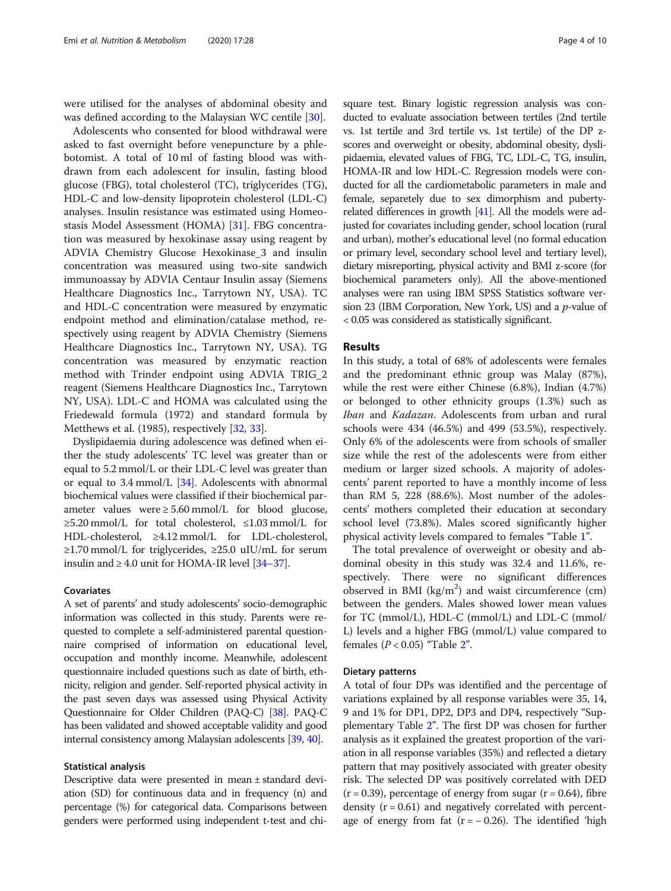were utilised for the analyses of abdominal obesity and was defined according to the Malaysian WC centile [30].

Adolescents who consented for blood withdrawal were asked to fast overnight before venepuncture by a phlebotomist. A total of 10 ml of fasting blood was withdrawn from each adolescent for insulin, fasting blood glucose (FBG), total cholesterol (TC), triglycerides (TG), HDL-C and low-density lipoprotein cholesterol (LDL-C) analyses. Insulin resistance was estimated using Homeostasis Model Assessment (HOMA) [31]. FBG concentration was measured by hexokinase assay using reagent by ADVIA Chemistry Glucose Hexokinase_3 and insulin concentration was measured using two-site sandwich immunoassay by ADVIA Centaur Insulin assay (Siemens Healthcare Diagnostics Inc., Tarrytown NY, USA). TC and HDL-C concentration were measured by enzymatic endpoint method and elimination/catalase method, respectively using reagent by ADVIA Chemistry (Siemens Healthcare Diagnostics Inc., Tarrytown NY, USA). TG concentration was measured by enzymatic reaction method with Trinder endpoint using ADVIA TRIG_2 reagent (Siemens Healthcare Diagnostics Inc., Tarrytown NY, USA). LDL-C and HOMA was calculated using the Friedewald formula (1972) and standard formula by Metthews et al. (1985), respectively [32, 33].

Dyslipidaemia during adolescence was defined when either the study adolescents' TC level was greater than or equal to 5.2 mmol/L or their LDL-C level was greater than or equal to 3.4 mmol/L [34]. Adolescents with abnormal biochemical values were classified if their biochemical parameter values were ≥ 5.60 mmol/L for blood glucose, ≥5.20 mmol/L for total cholesterol, ≤1.03 mmol/L for HDL-cholesterol, ≥4.12 mmol/L for LDL-cholesterol, ≥1.70 mmol/L for triglycerides, ≥25.0 uIU/mL for serum insulin and ≥ 4.0 unit for HOMA-IR level [34–37].

### Covariates

A set of parents' and study adolescents' socio-demographic information was collected in this study. Parents were requested to complete a self-administered parental questionnaire comprised of information on educational level, occupation and monthly income. Meanwhile, adolescent questionnaire included questions such as date of birth, ethnicity, religion and gender. Self-reported physical activity in the past seven days was assessed using Physical Activity Questionnaire for Older Children (PAQ-C) [38]. PAQ-C has been validated and showed acceptable validity and good internal consistency among Malaysian adolescents [39, 40].

### Statistical analysis

Descriptive data were presented in mean ± standard deviation (SD) for continuous data and in frequency (n) and percentage (%) for categorical data. Comparisons between genders were performed using independent t-test and chi-square test. Binary logistic regression analysis was conducted to evaluate association between tertiles (2nd tertile vs. 1st tertile and 3rd tertile vs. 1st tertile) of the DP z-scores and overweight or obesity, abdominal obesity, dyslipidaemia, elevated values of FBG, TC, LDL-C, TG, insulin, HOMA-IR and low HDL-C. Regression models were conducted for all the cardiometabolic parameters in male and female, separetely due to sex dimorphism and puberty-related differences in growth [41]. All the models were adjusted for covariates including gender, school location (rural and urban), mother's educational level (no formal education or primary level, secondary school level and tertiary level), dietary misreporting, physical activity and BMI z-score (for biochemical parameters only). All the above-mentioned analyses were ran using IBM SPSS Statistics software version 23 (IBM Corporation, New York, US) and a $p$-value of < 0.05 was considered as statistically significant.

## Results

In this study, a total of 68% of adolescents were females and the predominant ethnic group was Malay (87%), while the rest were either Chinese (6.8%), Indian (4.7%) or belonged to other ethnicity groups (1.3%) such as *Iban* and *Kadazan*. Adolescents from urban and rural schools were 434 (46.5%) and 499 (53.5%), respectively. Only 6% of the adolescents were from schools of smaller size while the rest of the adolescents were from either medium or larger sized schools. A majority of adolescents' parent reported to have a monthly income of less than RM 5, 228 (88.6%). Most number of the adolescents' mothers completed their education at secondary school level (73.8%). Males scored significantly higher physical activity levels compared to females "Table 1".

The total prevalence of overweight or obesity and abdominal obesity in this study was 32.4 and 11.6%, respectively. There were no significant differences observed in BMI (kg/m$^2$) and waist circumference (cm) between the genders. Males showed lower mean values for TC (mmol/L), HDL-C (mmol/L) and LDL-C (mmol/L) levels and a higher FBG (mmol/L) value compared to females ($P < 0.05$) "Table 2".

### Dietary patterns

A total of four DPs was identified and the percentage of variations explained by all response variables were 35, 14, 9 and 1% for DP1, DP2, DP3 and DP4, respectively "Supplementary Table 2". The first DP was chosen for further analysis as it explained the greatest proportion of the variation in all response variables (35%) and reflected a dietary pattern that may positively associated with greater obesity risk. The selected DP was positively correlated with DED ($r = 0.39$), percentage of energy from sugar ($r = 0.64$), fibre density ($r = 0.61$) and negatively correlated with percentage of energy from fat ($r = -0.26$). The identified 'high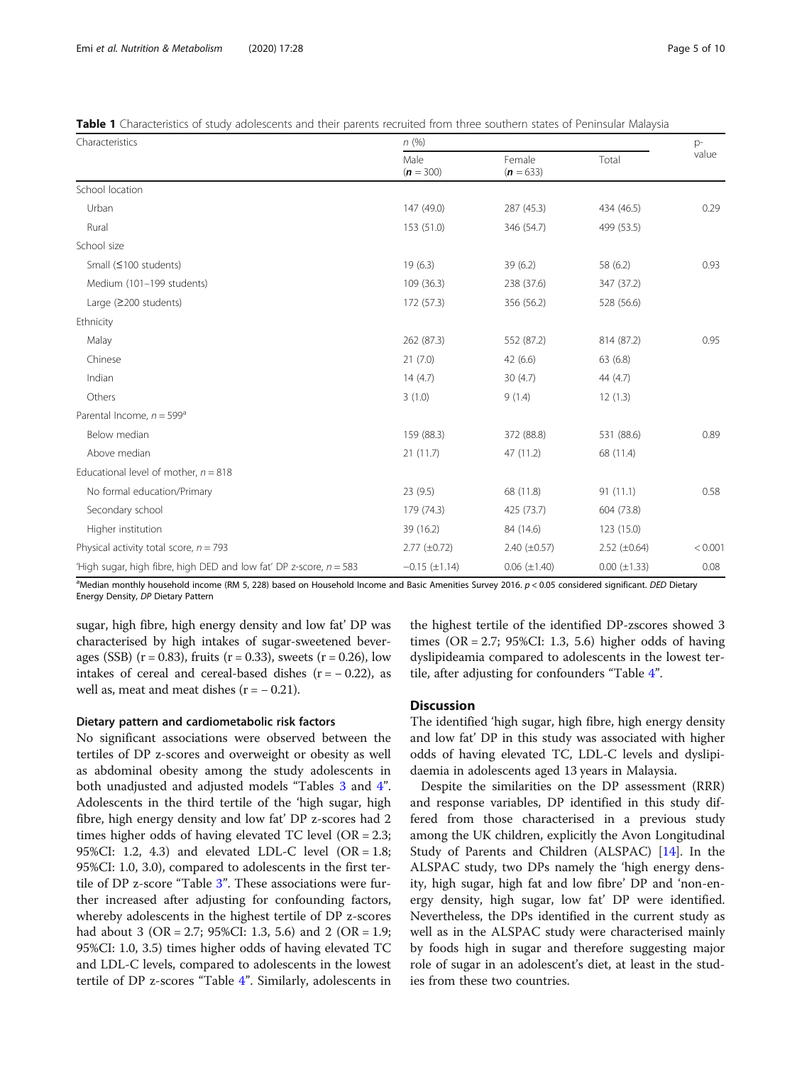**Table 1** Characteristics of study adolescents and their parents recruited from three southern states of Peninsular Malaysia

| Characteristics | *n* (%) | | | p-value |
|---|---|---|---|---|
| | Male (**n** = 300) | Female (**n** = 633) | Total | |
| School location | | | | |
| Urban | 147 (49.0) | 287 (45.3) | 434 (46.5) | 0.29 |
| Rural | 153 (51.0) | 346 (54.7) | 499 (53.5) | |
| School size | | | | |
| Small (≤100 students) | 19 (6.3) | 39 (6.2) | 58 (6.2) | 0.93 |
| Medium (101–199 students) | 109 (36.3) | 238 (37.6) | 347 (37.2) | |
| Large (≥200 students) | 172 (57.3) | 356 (56.2) | 528 (56.6) | |
| Ethnicity | | | | |
| Malay | 262 (87.3) | 552 (87.2) | 814 (87.2) | 0.95 |
| Chinese | 21 (7.0) | 42 (6.6) | 63 (6.8) | |
| Indian | 14 (4.7) | 30 (4.7) | 44 (4.7) | |
| Others | 3 (1.0) | 9 (1.4) | 12 (1.3) | |
| Parental Income, *n* = 599[a] | | | | |
| Below median | 159 (88.3) | 372 (88.8) | 531 (88.6) | 0.89 |
| Above median | 21 (11.7) | 47 (11.2) | 68 (11.4) | |
| Educational level of mother, *n* = 818 | | | | |
| No formal education/Primary | 23 (9.5) | 68 (11.8) | 91 (11.1) | 0.58 |
| Secondary school | 179 (74.3) | 425 (73.7) | 604 (73.8) | |
| Higher institution | 39 (16.2) | 84 (14.6) | 123 (15.0) | |
| Physical activity total score, *n* = 793 | 2.77 (±0.72) | 2.40 (±0.57) | 2.52 (±0.64) | < 0.001 |
| 'High sugar, high fibre, high DED and low fat' DP z-score, *n* = 583 | −0.15 (±1.14) | 0.06 (±1.40) | 0.00 (±1.33) | 0.08 |

[a]Median monthly household income (RM 5, 228) based on Household Income and Basic Amenities Survey 2016. *p* < 0.05 considered significant. *DED* Dietary Energy Density, *DP* Dietary Pattern

sugar, high fibre, high energy density and low fat' DP was characterised by high intakes of sugar-sweetened beverages (SSB) (r = 0.83), fruits (r = 0.33), sweets (r = 0.26), low intakes of cereal and cereal-based dishes (r = − 0.22), as well as, meat and meat dishes (r = − 0.21).

### Dietary pattern and cardiometabolic risk factors

No significant associations were observed between the tertiles of DP z-scores and overweight or obesity as well as abdominal obesity among the study adolescents in both unadjusted and adjusted models "Tables 3 and 4". Adolescents in the third tertile of the 'high sugar, high fibre, high energy density and low fat' DP z-scores had 2 times higher odds of having elevated TC level (OR = 2.3; 95%CI: 1.2, 4.3) and elevated LDL-C level (OR = 1.8; 95%CI: 1.0, 3.0), compared to adolescents in the first tertile of DP z-score "Table 3". These associations were further increased after adjusting for confounding factors, whereby adolescents in the highest tertile of DP z-scores had about 3 (OR = 2.7; 95%CI: 1.3, 5.6) and 2 (OR = 1.9; 95%CI: 1.0, 3.5) times higher odds of having elevated TC and LDL-C levels, compared to adolescents in the lowest tertile of DP z-scores "Table 4". Similarly, adolescents in the highest tertile of the identified DP-zscores showed 3 times (OR = 2.7; 95%CI: 1.3, 5.6) higher odds of having dyslipideamia compared to adolescents in the lowest tertile, after adjusting for confounders "Table 4".

## Discussion

The identified 'high sugar, high fibre, high energy density and low fat' DP in this study was associated with higher odds of having elevated TC, LDL-C levels and dyslipidaemia in adolescents aged 13 years in Malaysia.

Despite the similarities on the DP assessment (RRR) and response variables, DP identified in this study differed from those characterised in a previous study among the UK children, explicitly the Avon Longitudinal Study of Parents and Children (ALSPAC) [14]. In the ALSPAC study, two DPs namely the 'high energy density, high sugar, high fat and low fibre' DP and 'non-energy density, high sugar, low fat' DP were identified. Nevertheless, the DPs identified in the current study as well as in the ALSPAC study were characterised mainly by foods high in sugar and therefore suggesting major role of sugar in an adolescent's diet, at least in the studies from these two countries.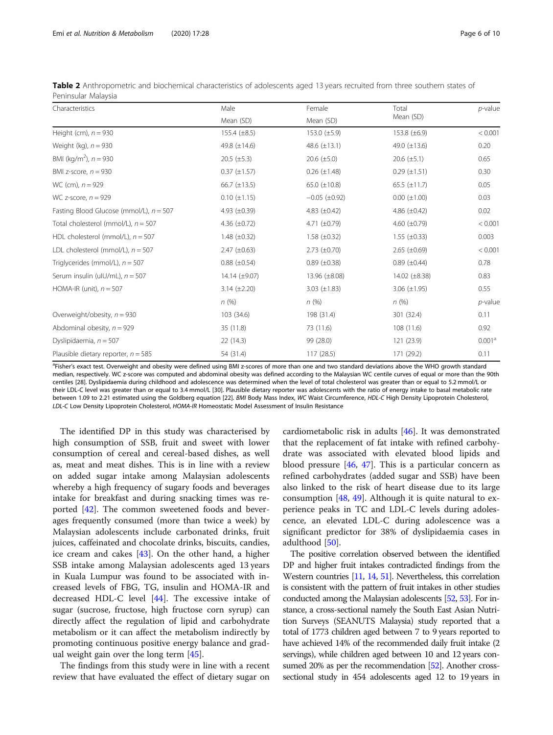**Table 2** Anthropometric and biochemical characteristics of adolescents aged 13 years recruited from three southern states of Peninsular Malaysia

| Characteristics | Male | Female | Total | *p*-value |
|---|---|---|---|---|
| | Mean (SD) | Mean (SD) | Mean (SD) | |
| Height (cm), *n* = 930 | 155.4 (±8.5) | 153.0 (±5.9) | 153.8 (±6.9) | < 0.001 |
| Weight (kg), *n* = 930 | 49.8 (±14.6) | 48.6 (±13.1) | 49.0 (±13.6) | 0.20 |
| BMI (kg/m$^2$), *n* = 930 | 20.5 (±5.3) | 20.6 (±5.0) | 20.6 (±5.1) | 0.65 |
| BMI z-score, *n* = 930 | 0.37 (±1.57) | 0.26 (±1.48) | 0.29 (±1.51) | 0.30 |
| WC (cm), *n* = 929 | 66.7 (±13.5) | 65.0 (±10.8) | 65.5 (±11.7) | 0.05 |
| WC z-score, *n* = 929 | 0.10 (±1.15) | −0.05 (±0.92) | 0.00 (±1.00) | 0.03 |
| Fasting Blood Glucose (mmol/L), *n* = 507 | 4.93 (±0.39) | 4.83 (±0.42) | 4.86 (±0.42) | 0.02 |
| Total cholesterol (mmol/L), *n* = 507 | 4.36 (±0.72) | 4.71 (±0.79) | 4.60 (±0.79) | < 0.001 |
| HDL cholesterol (mmol/L), *n* = 507 | 1.48 (±0.32) | 1.58 (±0.32) | 1.55 (±0.33) | 0.003 |
| LDL cholesterol (mmol/L), *n* = 507 | 2.47 (±0.63) | 2.73 (±0.70) | 2.65 (±0.69) | < 0.001 |
| Triglycerides (mmol/L), *n* = 507 | 0.88 (±0.54) | 0.89 (±0.38) | 0.89 (±0.44) | 0.78 |
| Serum insulin (uIU/mL), *n* = 507 | 14.14 (±9.07) | 13.96 (±8.08) | 14.02 (±8.38) | 0.83 |
| HOMA-IR (unit), *n* = 507 | 3.14 (±2.20) | 3.03 (±1.83) | 3.06 (±1.95) | 0.55 |
| | *n* (%) | *n* (%) | *n* (%) | *p*-value |
| Overweight/obesity, *n* = 930 | 103 (34.6) | 198 (31.4) | 301 (32.4) | 0.11 |
| Abdominal obesity, *n* = 929 | 35 (11.8) | 73 (11.6) | 108 (11.6) | 0.92 |
| Dyslipidaemia, *n* = 507 | 22 (14.3) | 99 (28.0) | 121 (23.9) | 0.001[a] |
| Plausible dietary reporter, *n* = 585 | 54 (31.4) | 117 (28.5) | 171 (29.2) | 0.11 |

[a]Fisher's exact test. Overweight and obesity were defined using BMI z-scores of more than one and two standard deviations above the WHO growth standard median, respectively. WC z-score was computed and abdominal obesity was defined according to the Malaysian WC centile curves of equal or more than the 90th centiles [28]. Dyslipidaemia during childhood and adolescence was determined when the level of total cholesterol was greater than or equal to 5.2 mmol/L or their LDL-C level was greater than or equal to 3.4 mmol/L [30]. Plausible dietary reporter was adolescents with the ratio of energy intake to basal metabolic rate between 1.09 to 2.21 estimated using the Goldberg equation [22]. *BMI* Body Mass Index, *WC* Waist Circumference, *HDL-C* High Density Lipoprotein Cholesterol, *LDL-C* Low Density Lipoprotein Cholesterol, *HOMA-IR* Homeostatic Model Assessment of Insulin Resistance

The identified DP in this study was characterised by high consumption of SSB, fruit and sweet with lower consumption of cereal and cereal-based dishes, as well as, meat and meat dishes. This is in line with a review on added sugar intake among Malaysian adolescents whereby a high frequency of sugary foods and beverages intake for breakfast and during snacking times was reported [42]. The common sweetened foods and beverages frequently consumed (more than twice a week) by Malaysian adolescents include carbonated drinks, fruit juices, caffeinated and chocolate drinks, biscuits, candies, ice cream and cakes [43]. On the other hand, a higher SSB intake among Malaysian adolescents aged 13 years in Kuala Lumpur was found to be associated with increased levels of FBG, TG, insulin and HOMA-IR and decreased HDL-C level [44]. The excessive intake of sugar (sucrose, fructose, high fructose corn syrup) can directly affect the regulation of lipid and carbohydrate metabolism or it can affect the metabolism indirectly by promoting continuous positive energy balance and gradual weight gain over the long term [45].

The findings from this study were in line with a recent review that have evaluated the effect of dietary sugar on cardiometabolic risk in adults [46]. It was demonstrated that the replacement of fat intake with refined carbohydrate was associated with elevated blood lipids and blood pressure [46, 47]. This is a particular concern as refined carbohydrates (added sugar and SSB) have been also linked to the risk of heart disease due to its large consumption [48, 49]. Although it is quite natural to experience peaks in TC and LDL-C levels during adolescence, an elevated LDL-C during adolescence was a significant predictor for 38% of dyslipidaemia cases in adulthood [50].

The positive correlation observed between the identified DP and higher fruit intakes contradicted findings from the Western countries [11, 14, 51]. Nevertheless, this correlation is consistent with the pattern of fruit intakes in other studies conducted among the Malaysian adolescents [52, 53]. For instance, a cross-sectional namely the South East Asian Nutrition Surveys (SEANUTS Malaysia) study reported that a total of 1773 children aged between 7 to 9 years reported to have achieved 14% of the recommended daily fruit intake (2 servings), while children aged between 10 and 12 years consumed 20% as per the recommendation [52]. Another cross-sectional study in 454 adolescents aged 12 to 19 years in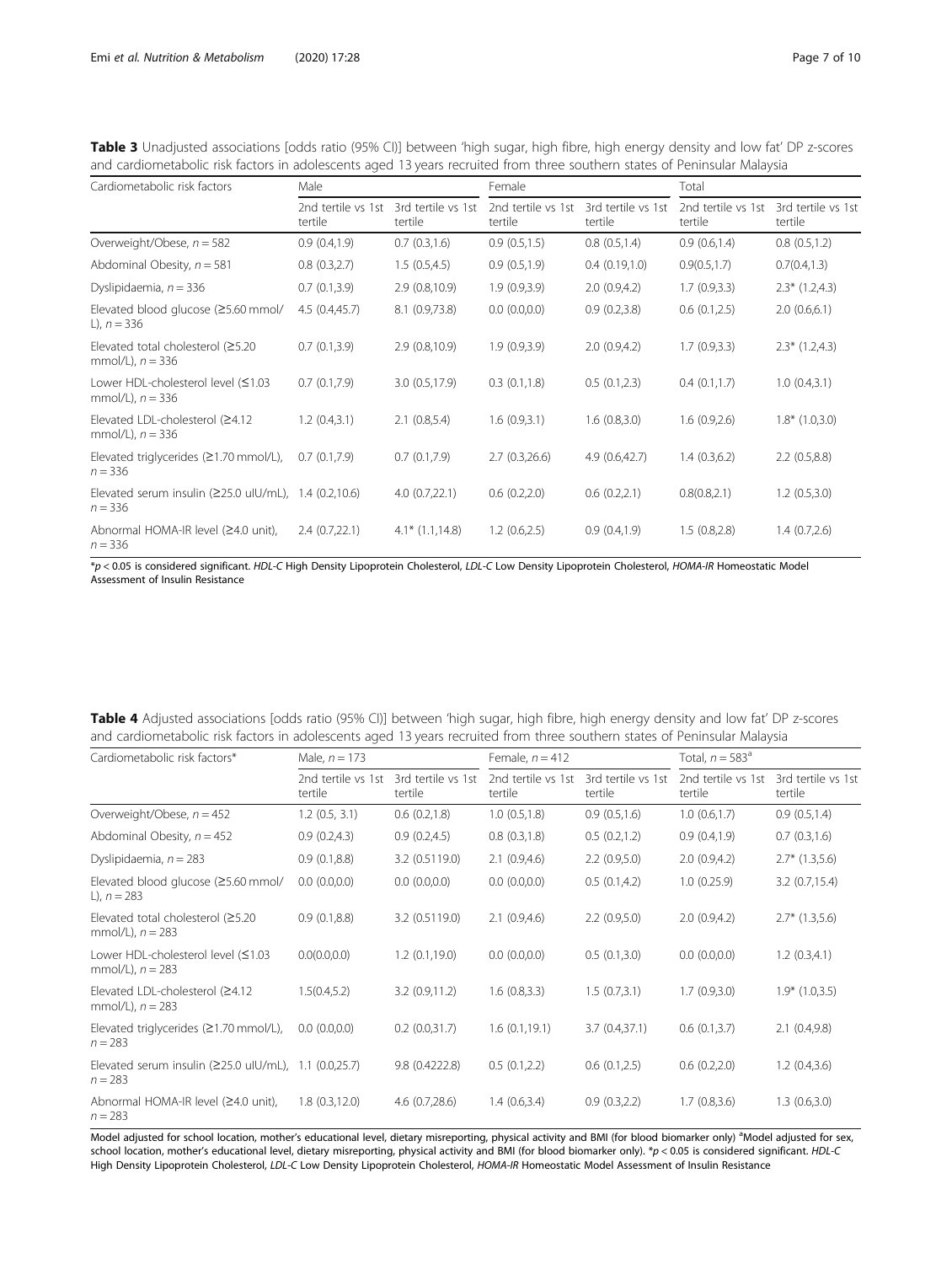**Table 3** Unadjusted associations [odds ratio (95% CI)] between 'high sugar, high fibre, high energy density and low fat' DP z-scores and cardiometabolic risk factors in adolescents aged 13 years recruited from three southern states of Peninsular Malaysia

| Cardiometabolic risk factors | Male | | Female | | Total | |
|---|---|---|---|---|---|---|
| | 2nd tertile vs 1st tertile | 3rd tertile vs 1st tertile | 2nd tertile vs 1st tertile | 3rd tertile vs 1st tertile | 2nd tertile vs 1st tertile | 3rd tertile vs 1st tertile |
| Overweight/Obese, $n = 582$ | 0.9 (0.4,1.9) | 0.7 (0.3,1.6) | 0.9 (0.5,1.5) | 0.8 (0.5,1.4) | 0.9 (0.6,1.4) | 0.8 (0.5,1.2) |
| Abdominal Obesity, $n = 581$ | 0.8 (0.3,2.7) | 1.5 (0.5,4.5) | 0.9 (0.5,1.9) | 0.4 (0.19,1.0) | 0.9(0.5,1.7) | 0.7(0.4,1.3) |
| Dyslipidaemia, $n = 336$ | 0.7 (0.1,3.9) | 2.9 (0.8,10.9) | 1.9 (0.9,3.9) | 2.0 (0.9,4.2) | 1.7 (0.9,3.3) | 2.3* (1.2,4.3) |
| Elevated blood glucose (≥5.60 mmol/L), $n = 336$ | 4.5 (0.4,45.7) | 8.1 (0.9,73.8) | 0.0 (0.0,0.0) | 0.9 (0.2,3.8) | 0.6 (0.1,2.5) | 2.0 (0.6,6.1) |
| Elevated total cholesterol (≥5.20 mmol/L), $n = 336$ | 0.7 (0.1,3.9) | 2.9 (0.8,10.9) | 1.9 (0.9,3.9) | 2.0 (0.9,4.2) | 1.7 (0.9,3.3) | 2.3* (1.2,4.3) |
| Lower HDL-cholesterol level (≤1.03 mmol/L), $n = 336$ | 0.7 (0.1,7.9) | 3.0 (0.5,17.9) | 0.3 (0.1,1.8) | 0.5 (0.1,2.3) | 0.4 (0.1,1.7) | 1.0 (0.4,3.1) |
| Elevated LDL-cholesterol (≥4.12 mmol/L), $n = 336$ | 1.2 (0.4,3.1) | 2.1 (0.8,5.4) | 1.6 (0.9,3.1) | 1.6 (0.8,3.0) | 1.6 (0.9,2.6) | 1.8* (1.0,3.0) |
| Elevated triglycerides (≥1.70 mmol/L), $n = 336$ | 0.7 (0.1,7.9) | 0.7 (0.1,7.9) | 2.7 (0.3,26.6) | 4.9 (0.6,42.7) | 1.4 (0.3,6.2) | 2.2 (0.5,8.8) |
| Elevated serum insulin (≥25.0 uIU/mL), $n = 336$ | 1.4 (0.2,10.6) | 4.0 (0.7,22.1) | 0.6 (0.2,2.0) | 0.6 (0.2,2.1) | 0.8(0.8,2.1) | 1.2 (0.5,3.0) |
| Abnormal HOMA-IR level (≥4.0 unit), $n = 336$ | 2.4 (0.7,22.1) | 4.1* (1.1,14.8) | 1.2 (0.6,2.5) | 0.9 (0.4,1.9) | 1.5 (0.8,2.8) | 1.4 (0.7,2.6) |

*$p < 0.05$ is considered significant. *HDL-C* High Density Lipoprotein Cholesterol, *LDL-C* Low Density Lipoprotein Cholesterol, *HOMA-IR* Homeostatic Model Assessment of Insulin Resistance

**Table 4** Adjusted associations [odds ratio (95% CI)] between 'high sugar, high fibre, high energy density and low fat' DP z-scores and cardiometabolic risk factors in adolescents aged 13 years recruited from three southern states of Peninsular Malaysia

| Cardiometabolic risk factors* | Male, $n = 173$ | | Female, $n = 412$ | | Total, $n = 583$[a] | |
|---|---|---|---|---|---|---|
| | 2nd tertile vs 1st tertile | 3rd tertile vs 1st tertile | 2nd tertile vs 1st tertile | 3rd tertile vs 1st tertile | 2nd tertile vs 1st tertile | 3rd tertile vs 1st tertile |
| Overweight/Obese, $n = 452$ | 1.2 (0.5, 3.1) | 0.6 (0.2,1.8) | 1.0 (0.5,1.8) | 0.9 (0.5,1.6) | 1.0 (0.6,1.7) | 0.9 (0.5,1.4) |
| Abdominal Obesity, $n = 452$ | 0.9 (0.2,4.3) | 0.9 (0.2,4.5) | 0.8 (0.3,1.8) | 0.5 (0.2,1.2) | 0.9 (0.4,1.9) | 0.7 (0.3,1.6) |
| Dyslipidaemia, $n = 283$ | 0.9 (0.1,8.8) | 3.2 (0.5119.0) | 2.1 (0.9,4.6) | 2.2 (0.9,5.0) | 2.0 (0.9,4.2) | 2.7* (1.3,5.6) |
| Elevated blood glucose (≥5.60 mmol/L), $n = 283$ | 0.0 (0.0,0.0) | 0.0 (0.0,0.0) | 0.0 (0.0,0.0) | 0.5 (0.1,4.2) | 1.0 (0.25.9) | 3.2 (0.7,15.4) |
| Elevated total cholesterol (≥5.20 mmol/L), $n = 283$ | 0.9 (0.1,8.8) | 3.2 (0.5119.0) | 2.1 (0.9,4.6) | 2.2 (0.9,5.0) | 2.0 (0.9,4.2) | 2.7* (1.3,5.6) |
| Lower HDL-cholesterol level (≤1.03 mmol/L), $n = 283$ | 0.0(0.0,0.0) | 1.2 (0.1,19.0) | 0.0 (0.0,0.0) | 0.5 (0.1,3.0) | 0.0 (0.0,0.0) | 1.2 (0.3,4.1) |
| Elevated LDL-cholesterol (≥4.12 mmol/L), $n = 283$ | 1.5(0.4,5.2) | 3.2 (0.9,11.2) | 1.6 (0.8,3.3) | 1.5 (0.7,3.1) | 1.7 (0.9,3.0) | 1.9* (1.0,3.5) |
| Elevated triglycerides (≥1.70 mmol/L), $n = 283$ | 0.0 (0.0,0.0) | 0.2 (0.0,31.7) | 1.6 (0.1,19.1) | 3.7 (0.4,37.1) | 0.6 (0.1,3.7) | 2.1 (0.4,9.8) |
| Elevated serum insulin (≥25.0 uIU/mL), $n = 283$ | 1.1 (0.0,25.7) | 9.8 (0.4222.8) | 0.5 (0.1,2.2) | 0.6 (0.1,2.5) | 0.6 (0.2,2.0) | 1.2 (0.4,3.6) |
| Abnormal HOMA-IR level (≥4.0 unit), $n = 283$ | 1.8 (0.3,12.0) | 4.6 (0.7,28.6) | 1.4 (0.6,3.4) | 0.9 (0.3,2.2) | 1.7 (0.8,3.6) | 1.3 (0.6,3.0) |

Model adjusted for school location, mother's educational level, dietary misreporting, physical activity and BMI (for blood biomarker only) [a]Model adjusted for sex, school location, mother's educational level, dietary misreporting, physical activity and BMI (for blood biomarker only). *$p < 0.05$ is considered significant. *HDL-C* High Density Lipoprotein Cholesterol, *LDL-C* Low Density Lipoprotein Cholesterol, *HOMA-IR* Homeostatic Model Assessment of Insulin Resistance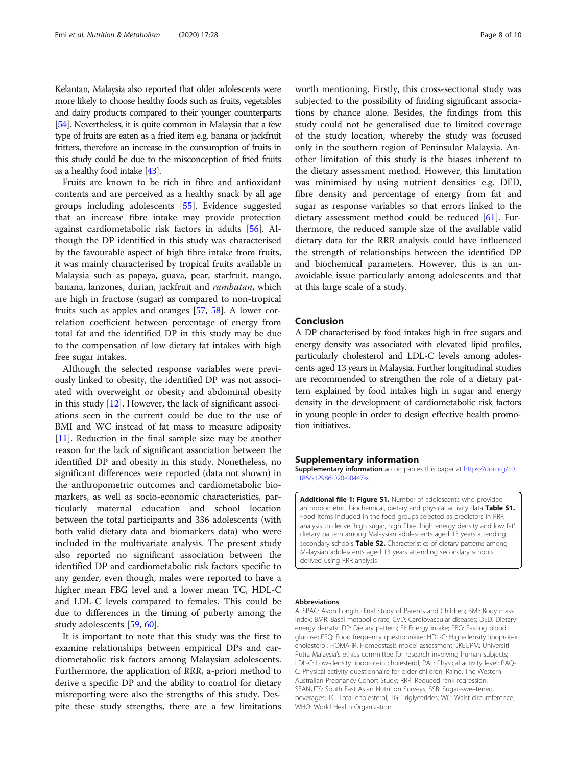Kelantan, Malaysia also reported that older adolescents were more likely to choose healthy foods such as fruits, vegetables and dairy products compared to their younger counterparts [54]. Nevertheless, it is quite common in Malaysia that a few type of fruits are eaten as a fried item e.g. banana or jackfruit fritters, therefore an increase in the consumption of fruits in this study could be due to the misconception of fried fruits as a healthy food intake [43].

Fruits are known to be rich in fibre and antioxidant contents and are perceived as a healthy snack by all age groups including adolescents [55]. Evidence suggested that an increase fibre intake may provide protection against cardiometabolic risk factors in adults [56]. Although the DP identified in this study was characterised by the favourable aspect of high fibre intake from fruits, it was mainly characterised by tropical fruits available in Malaysia such as papaya, guava, pear, starfruit, mango, banana, lanzones, durian, jackfruit and *rambutan*, which are high in fructose (sugar) as compared to non-tropical fruits such as apples and oranges [57, 58]. A lower correlation coefficient between percentage of energy from total fat and the identified DP in this study may be due to the compensation of low dietary fat intakes with high free sugar intakes.

Although the selected response variables were previously linked to obesity, the identified DP was not associated with overweight or obesity and abdominal obesity in this study [12]. However, the lack of significant associations seen in the current could be due to the use of BMI and WC instead of fat mass to measure adiposity [11]. Reduction in the final sample size may be another reason for the lack of significant association between the identified DP and obesity in this study. Nonetheless, no significant differences were reported (data not shown) in the anthropometric outcomes and cardiometabolic biomarkers, as well as socio-economic characteristics, particularly maternal education and school location between the total participants and 336 adolescents (with both valid dietary data and biomarkers data) who were included in the multivariate analysis. The present study also reported no significant association between the identified DP and cardiometabolic risk factors specific to any gender, even though, males were reported to have a higher mean FBG level and a lower mean TC, HDL-C and LDL-C levels compared to females. This could be due to differences in the timing of puberty among the study adolescents [59, 60].

It is important to note that this study was the first to examine relationships between empirical DPs and cardiometabolic risk factors among Malaysian adolescents. Furthermore, the application of RRR, a-priori method to derive a specific DP and the ability to control for dietary misreporting were also the strengths of this study. Despite these study strengths, there are a few limitations worth mentioning. Firstly, this cross-sectional study was subjected to the possibility of finding significant associations by chance alone. Besides, the findings from this study could not be generalised due to limited coverage of the study location, whereby the study was focused only in the southern region of Peninsular Malaysia. Another limitation of this study is the biases inherent to the dietary assessment method. However, this limitation was minimised by using nutrient densities e.g. DED, fibre density and percentage of energy from fat and sugar as response variables so that errors linked to the dietary assessment method could be reduced [61]. Furthermore, the reduced sample size of the available valid dietary data for the RRR analysis could have influenced the strength of relationships between the identified DP and biochemical parameters. However, this is an unavoidable issue particularly among adolescents and that at this large scale of a study.

## Conclusion

A DP characterised by food intakes high in free sugars and energy density was associated with elevated lipid profiles, particularly cholesterol and LDL-C levels among adolescents aged 13 years in Malaysia. Further longitudinal studies are recommended to strengthen the role of a dietary pattern explained by food intakes high in sugar and energy density in the development of cardiometabolic risk factors in young people in order to design effective health promotion initiatives.

## Supplementary information

**Supplementary information** accompanies this paper at https://doi.org/10.1186/s12986-020-00447-x.

**Additional file 1: Figure S1.** Number of adolescents who provided anthropometric, biochemical, dietary and physical activity data **Table S1.** Food items included in the food groups selected as predictors in RRR analysis to derive 'high sugar, high fibre, high energy density and low fat' dietary pattern among Malaysian adolescents aged 13 years attending secondary schools **Table S2.** Characteristics of dietary patterns among Malaysian adolescents aged 13 years attending secondary schools derived using RRR analysis

### Abbreviations

ALSPAC: Avon Longitudinal Study of Parents and Children; BMI: Body mass index; BMR: Basal metabolic rate; CVD: Cardiovascular diseases; DED: Dietary energy density; DP: Dietary pattern; EI: Energy intake; FBG: Fasting blood glucose; FFQ: Food frequency questionnaire; HDL-C: High-density lipoprotein cholesterol; HOMA-IR: Homeostasis model assessment; JKEUPM: Universiti Putra Malaysia's ethics committee for research involving human subjects; LDL-C: Low-density lipoprotein cholesterol; PAL: Physical activity level; PAQ-C: Physical activity questionnaire for older children; Raine: The Western Australian Pregnancy Cohort Study; RRR: Reduced rank regression; SEANUTS: South East Asian Nutrition Surveys; SSB: Sugar-sweetened beverages; TC: Total cholesterol; TG: Triglycerides; WC: Waist circumference; WHO: World Health Organization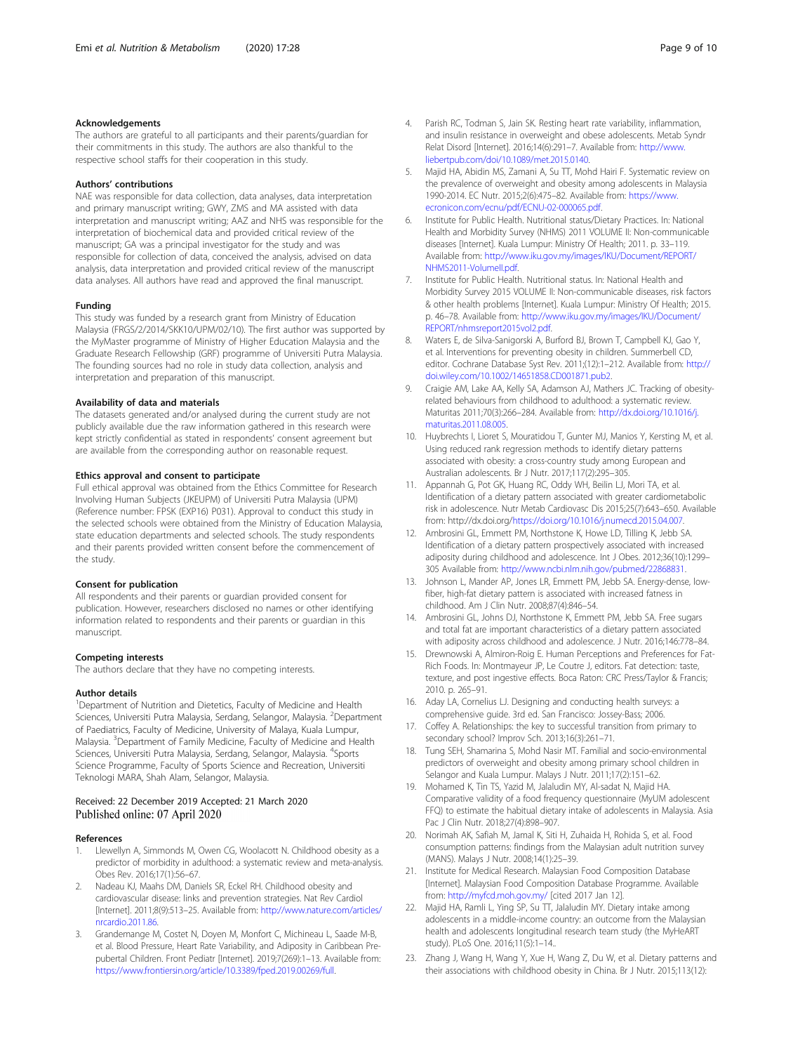### Acknowledgements

The authors are grateful to all participants and their parents/guardian for their commitments in this study. The authors are also thankful to the respective school staffs for their cooperation in this study.

### Authors' contributions

NAE was responsible for data collection, data analyses, data interpretation and primary manuscript writing; GWY, ZMS and MA assisted with data interpretation and manuscript writing; AAZ and NHS was responsible for the interpretation of biochemical data and provided critical review of the manuscript; GA was a principal investigator for the study and was responsible for collection of data, conceived the analysis, advised on data analysis, data interpretation and provided critical review of the manuscript data analyses. All authors have read and approved the final manuscript.

### Funding

This study was funded by a research grant from Ministry of Education Malaysia (FRGS/2/2014/SKK10/UPM/02/10). The first author was supported by the MyMaster programme of Ministry of Higher Education Malaysia and the Graduate Research Fellowship (GRF) programme of Universiti Putra Malaysia. The founding sources had no role in study data collection, analysis and interpretation and preparation of this manuscript.

### Availability of data and materials

The datasets generated and/or analysed during the current study are not publicly available due the raw information gathered in this research were kept strictly confidential as stated in respondents' consent agreement but are available from the corresponding author on reasonable request.

### Ethics approval and consent to participate

Full ethical approval was obtained from the Ethics Committee for Research Involving Human Subjects (JKEUPM) of Universiti Putra Malaysia (UPM) (Reference number: FPSK (EXP16) P031). Approval to conduct this study in the selected schools were obtained from the Ministry of Education Malaysia, state education departments and selected schools. The study respondents and their parents provided written consent before the commencement of the study.

### Consent for publication

All respondents and their parents or guardian provided consent for publication. However, researchers disclosed no names or other identifying information related to respondents and their parents or guardian in this manuscript.

### Competing interests

The authors declare that they have no competing interests.

### Author details

[1]Department of Nutrition and Dietetics, Faculty of Medicine and Health Sciences, Universiti Putra Malaysia, Serdang, Selangor, Malaysia. [2]Department of Paediatrics, Faculty of Medicine, University of Malaya, Kuala Lumpur, Malaysia. [3]Department of Family Medicine, Faculty of Medicine and Health Sciences, Universiti Putra Malaysia, Serdang, Selangor, Malaysia. [4]Sports Science Programme, Faculty of Sports Science and Recreation, Universiti Teknologi MARA, Shah Alam, Selangor, Malaysia.

Received: 22 December 2019 Accepted: 21 March 2020
Published online: 07 April 2020

### References

1. Llewellyn A, Simmonds M, Owen CG, Woolacott N. Childhood obesity as a predictor of morbidity in adulthood: a systematic review and meta-analysis. Obes Rev. 2016;17(1):56–67.
2. Nadeau KJ, Maahs DM, Daniels SR, Eckel RH. Childhood obesity and cardiovascular disease: links and prevention strategies. Nat Rev Cardiol [Internet]. 2011;8(9):513–25. Available from: http://www.nature.com/articles/nrcardio.2011.86.
3. Grandemange M, Costet N, Doyen M, Monfort C, Michineau L, Saade M-B, et al. Blood Pressure, Heart Rate Variability, and Adiposity in Caribbean Pre-pubertal Children. Front Pediatr [Internet]. 2019;7(269):1–13. Available from: https://www.frontiersin.org/article/10.3389/fped.2019.00269/full.
4. Parish RC, Todman S, Jain SK. Resting heart rate variability, inflammation, and insulin resistance in overweight and obese adolescents. Metab Syndr Relat Disord [Internet]. 2016;14(6):291–7. Available from: http://www.liebertpub.com/doi/10.1089/met.2015.0140.
5. Majid HA, Abidin MS, Zamani A, Su TT, Mohd Hairi F. Systematic review on the prevalence of overweight and obesity among adolescents in Malaysia 1990-2014. EC Nutr. 2015;2(6):475–82. Available from: https://www.ecronicon.com/ecnu/pdf/ECNU-02-000065.pdf.
6. Institute for Public Health. Nutritional status/Dietary Practices. In: National Health and Morbidity Survey (NHMS) 2011 VOLUME II: Non-communicable diseases [Internet]. Kuala Lumpur: Ministry Of Health; 2011. p. 33–119. Available from: http://www.iku.gov.my/images/IKU/Document/REPORT/NHMS2011-VolumeII.pdf.
7. Institute for Public Health. Nutritional status. In: National Health and Morbidity Survey 2015 VOLUME II: Non-communicable diseases, risk factors & other health problems [Internet]. Kuala Lumpur: Ministry Of Health; 2015. p. 46–78. Available from: http://www.iku.gov.my/images/IKU/Document/REPORT/nhmsreport2015vol2.pdf.
8. Waters E, de Silva-Sanigorski A, Burford BJ, Brown T, Campbell KJ, Gao Y, et al. Interventions for preventing obesity in children. Summerbell CD, editor. Cochrane Database Syst Rev. 2011;(12):1–212. Available from: http://doi.wiley.com/10.1002/14651858.CD001871.pub2.
9. Craigie AM, Lake AA, Kelly SA, Adamson AJ, Mathers JC. Tracking of obesity-related behaviours from childhood to adulthood: a systematic review. Maturitas 2011;70(3):266–284. Available from: http://dx.doi.org/10.1016/j.maturitas.2011.08.005.
10. Huybrechts I, Lioret S, Mouratidou T, Gunter MJ, Manios Y, Kersting M, et al. Using reduced rank regression methods to identify dietary patterns associated with obesity: a cross-country study among European and Australian adolescents. Br J Nutr. 2017;117(2):295–305.
11. Appannah G, Pot GK, Huang RC, Oddy WH, Beilin LJ, Mori TA, et al. Identification of a dietary pattern associated with greater cardiometabolic risk in adolescence. Nutr Metab Cardiovasc Dis 2015;25(7):643–650. Available from: http://dx.doi.org/https://doi.org/10.1016/j.numecd.2015.04.007.
12. Ambrosini GL, Emmett PM, Northstone K, Howe LD, Tilling K, Jebb SA. Identification of a dietary pattern prospectively associated with increased adiposity during childhood and adolescence. Int J Obes. 2012;36(10):1299–305 Available from: http://www.ncbi.nlm.nih.gov/pubmed/22868831.
13. Johnson L, Mander AP, Jones LR, Emmett PM, Jebb SA. Energy-dense, low-fiber, high-fat dietary pattern is associated with increased fatness in childhood. Am J Clin Nutr. 2008;87(4):846–54.
14. Ambrosini GL, Johns DJ, Northstone K, Emmett PM, Jebb SA. Free sugars and total fat are important characteristics of a dietary pattern associated with adiposity across childhood and adolescence. J Nutr. 2016;146:778–84.
15. Drewnowski A, Almiron-Roig E. Human Perceptions and Preferences for Fat-Rich Foods. In: Montmayeur JP, Le Coutre J, editors. Fat detection: taste, texture, and post ingestive effects. Boca Raton: CRC Press/Taylor & Francis; 2010. p. 265–91.
16. Aday LA, Cornelius LJ. Designing and conducting health surveys: a comprehensive guide. 3rd ed. San Francisco: Jossey-Bass; 2006.
17. Coffey A. Relationships: the key to successful transition from primary to secondary school? Improv Sch. 2013;16(3):261–71.
18. Tung SEH, Shamarina S, Mohd Nasir MT. Familial and socio-environmental predictors of overweight and obesity among primary school children in Selangor and Kuala Lumpur. Malays J Nutr. 2011;17(2):151–62.
19. Mohamed K, Tin TS, Yazid M, Jalaludin MY, Al-sadat N, Majid HA. Comparative validity of a food frequency questionnaire (MyUM adolescent FFQ) to estimate the habitual dietary intake of adolescents in Malaysia. Asia Pac J Clin Nutr. 2018;27(4):898–907.
20. Norimah AK, Safiah M, Jamal K, Siti H, Zuhaida H, Rohida S, et al. Food consumption patterns: findings from the Malaysian adult nutrition survey (MANS). Malays J Nutr. 2008;14(1):25–39.
21. Institute for Medical Research. Malaysian Food Composition Database [Internet]. Malaysian Food Composition Database Programme. Available from: http://myfcd.moh.gov.my/ [cited 2017 Jan 12].
22. Majid HA, Ramli L, Ying SP, Su TT, Jalaludin MY. Dietary intake among adolescents in a middle-income country: an outcome from the Malaysian health and adolescents longitudinal research team study (the MyHeART study). PLoS One. 2016;11(5):1–14..
23. Zhang J, Wang H, Wang Y, Xue H, Wang Z, Du W, et al. Dietary patterns and their associations with childhood obesity in China. Br J Nutr. 2015;113(12):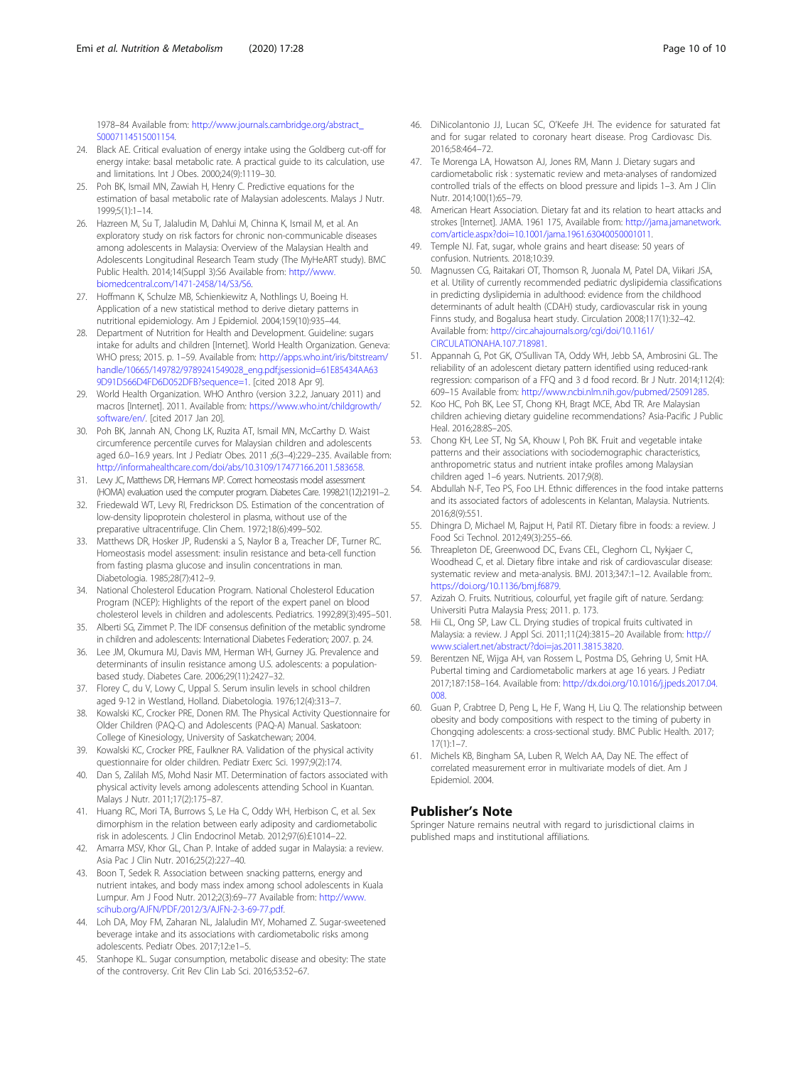1978–84 Available from: http://www.journals.cambridge.org/abstract_S0007114515001154.

24. Black AE. Critical evaluation of energy intake using the Goldberg cut-off for energy intake: basal metabolic rate. A practical guide to its calculation, use and limitations. Int J Obes. 2000;24(9):1119–30.
25. Poh BK, Ismail MN, Zawiah H, Henry C. Predictive equations for the estimation of basal metabolic rate of Malaysian adolescents. Malays J Nutr. 1999;5(1):1–14.
26. Hazreen M, Su T, Jalaludin M, Dahlui M, Chinna K, Ismail M, et al. An exploratory study on risk factors for chronic non-communicable diseases among adolescents in Malaysia: Overview of the Malaysian Health and Adolescents Longitudinal Research Team study (The MyHeART study). BMC Public Health. 2014;14(Suppl 3):S6 Available from: http://www.biomedcentral.com/1471-2458/14/S3/S6.
27. Hoffmann K, Schulze MB, Schienkiewitz A, Nothlings U, Boeing H. Application of a new statistical method to derive dietary patterns in nutritional epidemiology. Am J Epidemiol. 2004;159(10):935–44.
28. Department of Nutrition for Health and Development. Guideline: sugars intake for adults and children [Internet]. World Health Organization. Geneva: WHO press; 2015. p. 1–59. Available from: http://apps.who.int/iris/bitstream/handle/10665/149782/9789241549028_eng.pdf;jsessionid=61E85434AA639D91D566D4FD6D052DFB?sequence=1. [cited 2018 Apr 9].
29. World Health Organization. WHO Anthro (version 3.2.2, January 2011) and macros [Internet]. 2011. Available from: https://www.who.int/childgrowth/software/en/. [cited 2017 Jan 20].
30. Poh BK, Jannah AN, Chong LK, Ruzita AT, Ismail MN, McCarthy D. Waist circumference percentile curves for Malaysian children and adolescents aged 6.0–16.9 years. Int J Pediatr Obes. 2011 ;6(3–4):229–235. Available from: http://informahealthcare.com/doi/abs/10.3109/17477166.2011.583658.
31. Levy JC, Matthews DR, Hermans MP. Correct homeostasis model assessment (HOMA) evaluation used the computer program. Diabetes Care. 1998;21(12):2191–2.
32. Friedewald WT, Levy RI, Fredrickson DS. Estimation of the concentration of low-density lipoprotein cholesterol in plasma, without use of the preparative ultracentrifuge. Clin Chem. 1972;18(6):499–502.
33. Matthews DR, Hosker JP, Rudenski a S, Naylor B a, Treacher DF, Turner RC. Homeostasis model assessment: insulin resistance and beta-cell function from fasting plasma glucose and insulin concentrations in man. Diabetologia. 1985;28(7):412–9.
34. National Cholesterol Education Program. National Cholesterol Education Program (NCEP): Highlights of the report of the expert panel on blood cholesterol levels in children and adolescents. Pediatrics. 1992;89(3):495–501.
35. Alberti SG, Zimmet P. The IDF consensus definition of the metabolic syndrome in children and adolescents: International Diabetes Federation; 2007. p. 24.
36. Lee JM, Okumura MJ, Davis MM, Herman WH, Gurney JG. Prevalence and determinants of insulin resistance among U.S. adolescents: a population-based study. Diabetes Care. 2006;29(11):2427–32.
37. Florey C, du V, Lowy C, Uppal S. Serum insulin levels in school children aged 9-12 in Westland, Holland. Diabetologia. 1976;12(4):313–7.
38. Kowalski KC, Crocker PRE, Donen RM. The Physical Activity Questionnaire for Older Children (PAQ-C) and Adolescents (PAQ-A) Manual. Saskatoon: College of Kinesiology, University of Saskatchewan; 2004.
39. Kowalski KC, Crocker PRE, Faulkner RA. Validation of the physical activity questionnaire for older children. Pediatr Exerc Sci. 1997;9(2):174.
40. Dan S, Zalilah MS, Mohd Nasir MT. Determination of factors associated with physical activity levels among adolescents attending School in Kuantan. Malays J Nutr. 2011;17(2):175–87.
41. Huang RC, Mori TA, Burrows S, Le Ha C, Oddy WH, Herbison C, et al. Sex dimorphism in the relation between early adiposity and cardiometabolic risk in adolescents. J Clin Endocrinol Metab. 2012;97(6):E1014–22.
42. Amarra MSV, Khor GL, Chan P. Intake of added sugar in Malaysia: a review. Asia Pac J Clin Nutr. 2016;25(2):227–40.
43. Boon T, Sedek R. Association between snacking patterns, energy and nutrient intakes, and body mass index among school adolescents in Kuala Lumpur. Am J Food Nutr. 2012;2(3):69–77 Available from: http://www.scihub.org/AJFN/PDF/2012/3/AJFN-2-3-69-77.pdf.
44. Loh DA, Moy FM, Zaharan NL, Jalaludin MY, Mohamed Z. Sugar-sweetened beverage intake and its associations with cardiometabolic risks among adolescents. Pediatr Obes. 2017;12:e1–5.
45. Stanhope KL. Sugar consumption, metabolic disease and obesity: The state of the controversy. Crit Rev Clin Lab Sci. 2016;53:52–67.
46. DiNicolantonio JJ, Lucan SC, O'Keefe JH. The evidence for saturated fat and for sugar related to coronary heart disease. Prog Cardiovasc Dis. 2016;58:464–72.
47. Te Morenga LA, Howatson AJ, Jones RM, Mann J. Dietary sugars and cardiometabolic risk : systematic review and meta-analyses of randomized controlled trials of the effects on blood pressure and lipids 1–3. Am J Clin Nutr. 2014;100(1):65–79.
48. American Heart Association. Dietary fat and its relation to heart attacks and strokes [Internet]. JAMA. 1961 175, Available from: http://jama.jamanetwork.com/article.aspx?doi=10.1001/jama.1961.63040050001011.
49. Temple NJ. Fat, sugar, whole grains and heart disease: 50 years of confusion. Nutrients. 2018;10:39.
50. Magnussen CG, Raitakari OT, Thomson R, Juonala M, Patel DA, Viikari JSA, et al. Utility of currently recommended pediatric dyslipidemia classifications in predicting dyslipidemia in adulthood: evidence from the childhood determinants of adult health (CDAH) study, cardiovascular risk in young Finns study, and Bogalusa heart study. Circulation 2008;117(1):32–42. Available from: http://circ.ahajournals.org/cgi/doi/10.1161/CIRCULATIONAHA.107.718981.
51. Appannah G, Pot GK, O'Sullivan TA, Oddy WH, Jebb SA, Ambrosini GL. The reliability of an adolescent dietary pattern identified using reduced-rank regression: comparison of a FFQ and 3 d food record. Br J Nutr. 2014;112(4):609–15 Available from: http://www.ncbi.nlm.nih.gov/pubmed/25091285.
52. Koo HC, Poh BK, Lee ST, Chong KH, Bragt MCE, Abd TR. Are Malaysian children achieving dietary guideline recommendations? Asia-Pacific J Public Heal. 2016;28:8S–20S.
53. Chong KH, Lee ST, Ng SA, Khouw I, Poh BK. Fruit and vegetable intake patterns and their associations with sociodemographic characteristics, anthropometric status and nutrient intake profiles among Malaysian children aged 1–6 years. Nutrients. 2017;9(8).
54. Abdullah N-F, Teo PS, Foo LH. Ethnic differences in the food intake patterns and its associated factors of adolescents in Kelantan, Malaysia. Nutrients. 2016;8(9):551.
55. Dhingra D, Michael M, Rajput H, Patil RT. Dietary fibre in foods: a review. J Food Sci Technol. 2012;49(3):255–66.
56. Threapleton DE, Greenwood DC, Evans CEL, Cleghorn CL, Nykjaer C, Woodhead C, et al. Dietary fibre intake and risk of cardiovascular disease: systematic review and meta-analysis. BMJ. 2013;347:1–12. Available from:. https://doi.org/10.1136/bmj.f6879.
57. Azizah O. Fruits. Nutritious, colourful, yet fragile gift of nature. Serdang: Universiti Putra Malaysia Press; 2011. p. 173.
58. Hii CL, Ong SP, Law CL. Drying studies of tropical fruits cultivated in Malaysia: a review. J Appl Sci. 2011;11(24):3815–20 Available from: http://www.scialert.net/abstract/?doi=jas.2011.3815.3820.
59. Berentzen NE, Wijga AH, van Rossem L, Postma DS, Gehring U, Smit HA. Pubertal timing and Cardiometabolic markers at age 16 years. J Pediatr 2017;187:158–164. Available from: http://dx.doi.org/10.1016/j.jpeds.2017.04.008.
60. Guan P, Crabtree D, Peng L, He F, Wang H, Liu Q. The relationship between obesity and body compositions with respect to the timing of puberty in Chongqing adolescents: a cross-sectional study. BMC Public Health. 2017;17(1):1–7.
61. Michels KB, Bingham SA, Luben R, Welch AA, Day NE. The effect of correlated measurement error in multivariate models of diet. Am J Epidemiol. 2004.

## Publisher's Note

Springer Nature remains neutral with regard to jurisdictional claims in published maps and institutional affiliations.